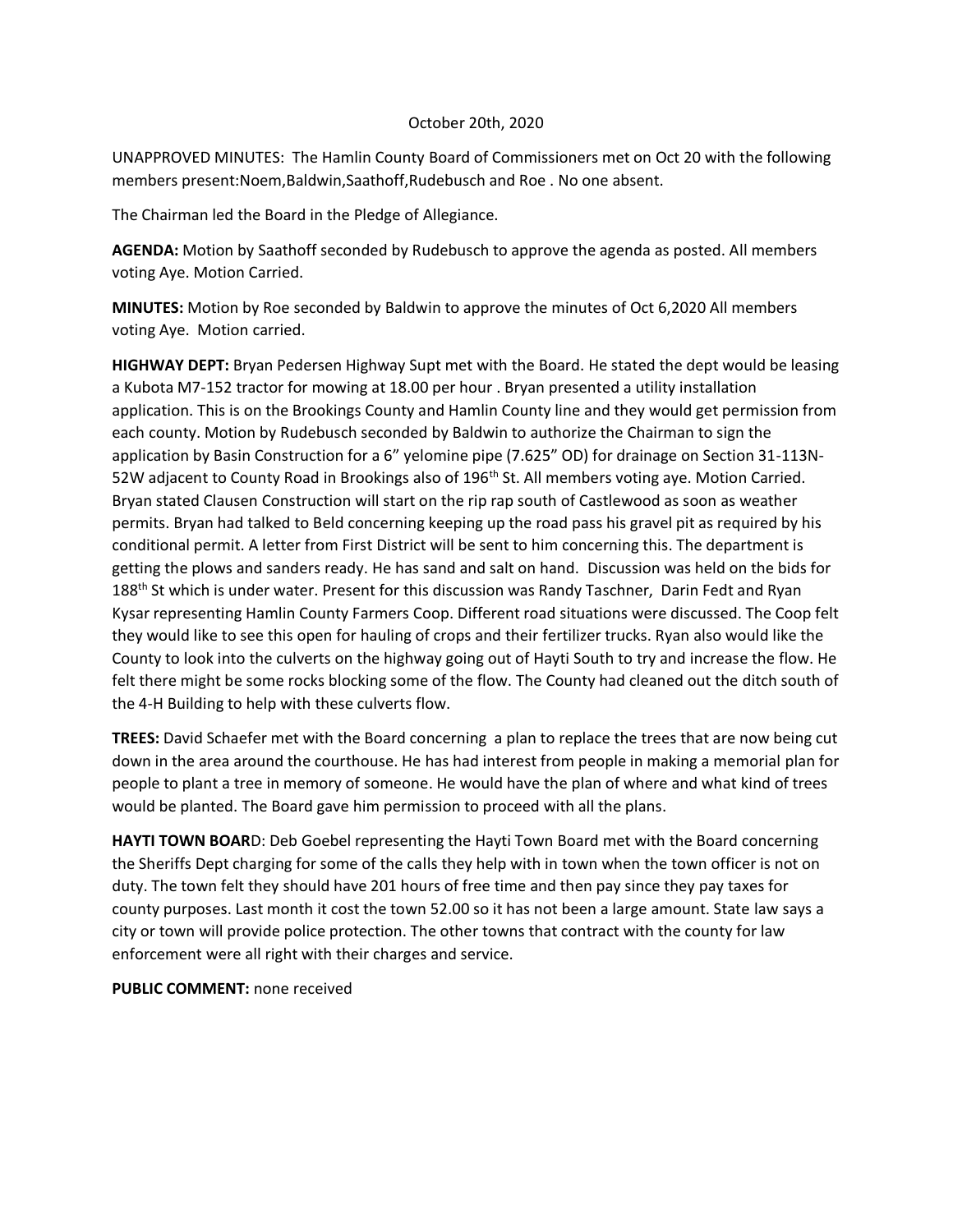October 20th, 2020

UNAPPROVED MINUTES: The Hamlin County Board of Commissioners met on Oct 20 with the following members present:Noem,Baldwin,Saathoff,Rudebusch and Roe . No one absent.

The Chairman led the Board in the Pledge of Allegiance.

**AGENDA:** Motion by Saathoff seconded by Rudebusch to approve the agenda as posted. All members voting Aye. Motion Carried.

**MINUTES:** Motion by Roe seconded by Baldwin to approve the minutes of Oct 6,2020 All members voting Aye. Motion carried.

**HIGHWAY DEPT:** Bryan Pedersen Highway Supt met with the Board. He stated the dept would be leasing a Kubota M7-152 tractor for mowing at 18.00 per hour . Bryan presented a utility installation application. This is on the Brookings County and Hamlin County line and they would get permission from each county. Motion by Rudebusch seconded by Baldwin to authorize the Chairman to sign the application by Basin Construction for a 6" yelomine pipe (7.625" OD) for drainage on Section 31-113N-52W adjacent to County Road in Brookings also of 196th St. All members voting aye. Motion Carried. Bryan stated Clausen Construction will start on the rip rap south of Castlewood as soon as weather permits. Bryan had talked to Beld concerning keeping up the road pass his gravel pit as required by his conditional permit. A letter from First District will be sent to him concerning this. The department is getting the plows and sanders ready. He has sand and salt on hand. Discussion was held on the bids for 188th St which is under water. Present for this discussion was Randy Taschner, Darin Fedt and Ryan Kysar representing Hamlin County Farmers Coop. Different road situations were discussed. The Coop felt they would like to see this open for hauling of crops and their fertilizer trucks. Ryan also would like the County to look into the culverts on the highway going out of Hayti South to try and increase the flow. He felt there might be some rocks blocking some of the flow. The County had cleaned out the ditch south of the 4-H Building to help with these culverts flow.

**TREES:** David Schaefer met with the Board concerning a plan to replace the trees that are now being cut down in the area around the courthouse. He has had interest from people in making a memorial plan for people to plant a tree in memory of someone. He would have the plan of where and what kind of trees would be planted. The Board gave him permission to proceed with all the plans.

**HAYTI TOWN BOAR**D: Deb Goebel representing the Hayti Town Board met with the Board concerning the Sheriffs Dept charging for some of the calls they help with in town when the town officer is not on duty. The town felt they should have 201 hours of free time and then pay since they pay taxes for county purposes. Last month it cost the town 52.00 so it has not been a large amount. State law says a city or town will provide police protection. The other towns that contract with the county for law enforcement were all right with their charges and service.

**PUBLIC COMMENT:** none received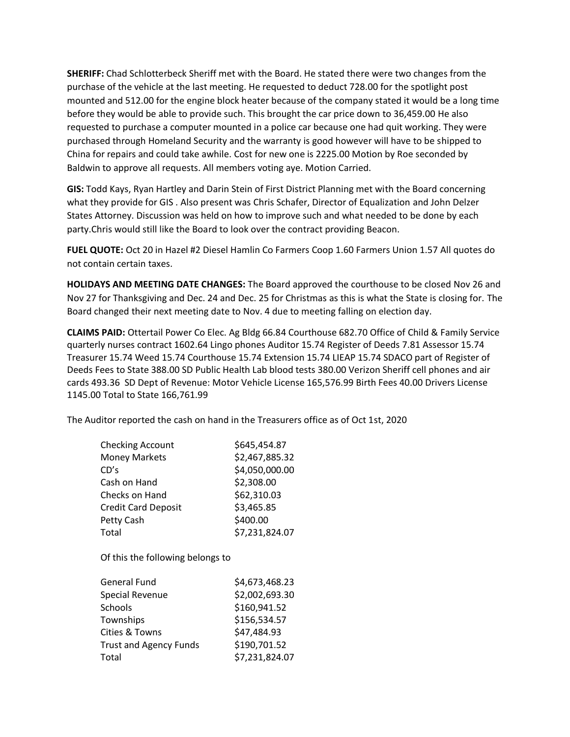**SHERIFF:** Chad Schlotterbeck Sheriff met with the Board. He stated there were two changes from the purchase of the vehicle at the last meeting. He requested to deduct 728.00 for the spotlight post mounted and 512.00 for the engine block heater because of the company stated it would be a long time before they would be able to provide such. This brought the car price down to 36,459.00 He also requested to purchase a computer mounted in a police car because one had quit working. They were purchased through Homeland Security and the warranty is good however will have to be shipped to China for repairs and could take awhile. Cost for new one is 2225.00 Motion by Roe seconded by Baldwin to approve all requests. All members voting aye. Motion Carried.

**GIS:** Todd Kays, Ryan Hartley and Darin Stein of First District Planning met with the Board concerning what they provide for GIS . Also present was Chris Schafer, Director of Equalization and John Delzer States Attorney. Discussion was held on how to improve such and what needed to be done by each party.Chris would still like the Board to look over the contract providing Beacon.

**FUEL QUOTE:** Oct 20 in Hazel #2 Diesel Hamlin Co Farmers Coop 1.60 Farmers Union 1.57 All quotes do not contain certain taxes.

**HOLIDAYS AND MEETING DATE CHANGES:** The Board approved the courthouse to be closed Nov 26 and Nov 27 for Thanksgiving and Dec. 24 and Dec. 25 for Christmas as this is what the State is closing for. The Board changed their next meeting date to Nov. 4 due to meeting falling on election day.

**CLAIMS PAID:** Ottertail Power Co Elec. Ag Bldg 66.84 Courthouse 682.70 Office of Child & Family Service quarterly nurses contract 1602.64 Lingo phones Auditor 15.74 Register of Deeds 7.81 Assessor 15.74 Treasurer 15.74 Weed 15.74 Courthouse 15.74 Extension 15.74 LIEAP 15.74 SDACO part of Register of Deeds Fees to State 388.00 SD Public Health Lab blood tests 380.00 Verizon Sheriff cell phones and air cards 493.36 SD Dept of Revenue: Motor Vehicle License 165,576.99 Birth Fees 40.00 Drivers License 1145.00 Total to State 166,761.99

The Auditor reported the cash on hand in the Treasurers office as of Oct 1st, 2020

| | |
|---|---|
| Checking Account | $645,454.87 |
| Money Markets | $2,467,885.32 |
| CD's | $4,050,000.00 |
| Cash on Hand | $2,308.00 |
| Checks on Hand | $62,310.03 |
| Credit Card Deposit | $3,465.85 |
| Petty Cash | $400.00 |
| Total | $7,231,824.07 |

Of this the following belongs to

| | |
|---|---|
| General Fund | $4,673,468.23 |
| Special Revenue | $2,002,693.30 |
| Schools | $160,941.52 |
| Townships | $156,534.57 |
| Cities & Towns | $47,484.93 |
| Trust and Agency Funds | $190,701.52 |
| Total | $7,231,824.07 |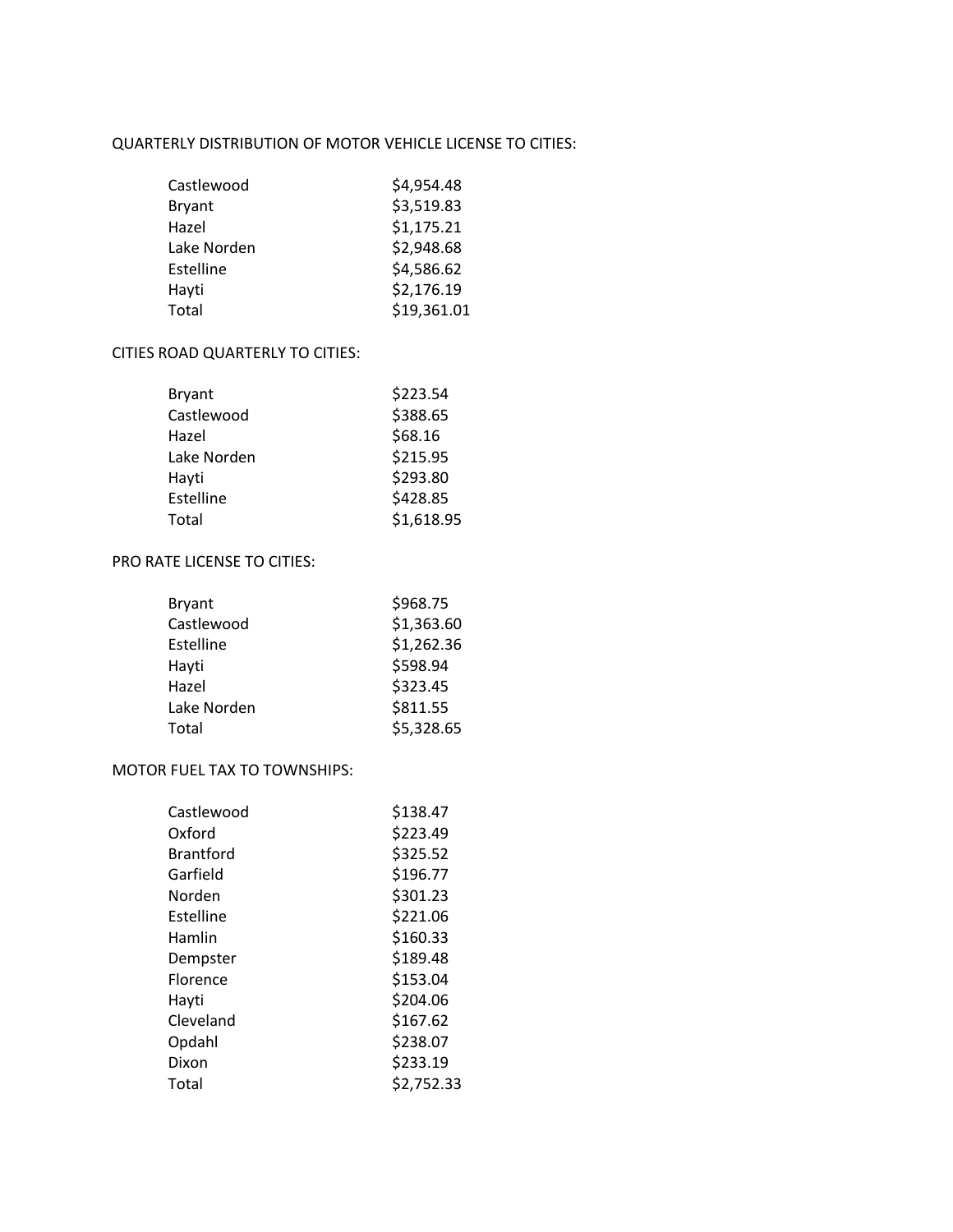QUARTERLY DISTRIBUTION OF MOTOR VEHICLE LICENSE TO CITIES:

| | |
|---|---|
| Castlewood | $4,954.48 |
| Bryant | $3,519.83 |
| Hazel | $1,175.21 |
| Lake Norden | $2,948.68 |
| Estelline | $4,586.62 |
| Hayti | $2,176.19 |
| Total | $19,361.01 |

CITIES ROAD QUARTERLY TO CITIES:

| | |
|---|---|
| Bryant | $223.54 |
| Castlewood | $388.65 |
| Hazel | $68.16 |
| Lake Norden | $215.95 |
| Hayti | $293.80 |
| Estelline | $428.85 |
| Total | $1,618.95 |

PRO RATE LICENSE TO CITIES:

| | |
|---|---|
| Bryant | $968.75 |
| Castlewood | $1,363.60 |
| Estelline | $1,262.36 |
| Hayti | $598.94 |
| Hazel | $323.45 |
| Lake Norden | $811.55 |
| Total | $5,328.65 |

MOTOR FUEL TAX TO TOWNSHIPS:

| | |
|---|---|
| Castlewood | $138.47 |
| Oxford | $223.49 |
| Brantford | $325.52 |
| Garfield | $196.77 |
| Norden | $301.23 |
| Estelline | $221.06 |
| Hamlin | $160.33 |
| Dempster | $189.48 |
| Florence | $153.04 |
| Hayti | $204.06 |
| Cleveland | $167.62 |
| Opdahl | $238.07 |
| Dixon | $233.19 |
| Total | $2,752.33 |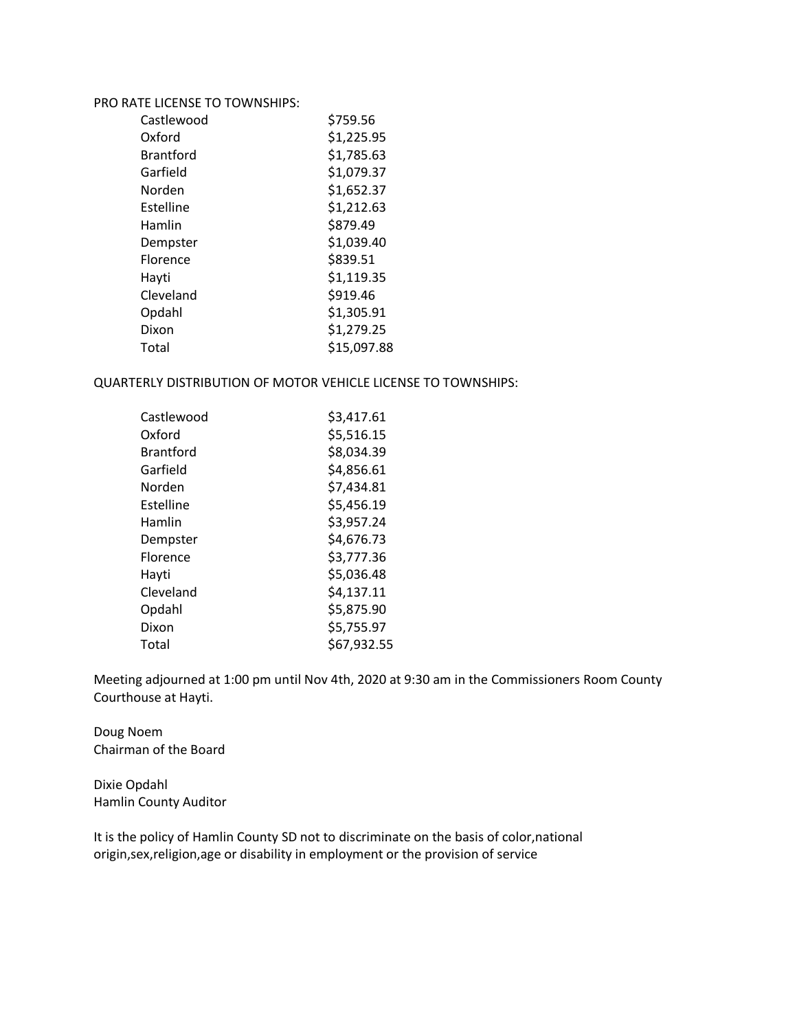PRO RATE LICENSE TO TOWNSHIPS:

| | |
|---|---|
| Castlewood | $759.56 |
| Oxford | $1,225.95 |
| Brantford | $1,785.63 |
| Garfield | $1,079.37 |
| Norden | $1,652.37 |
| Estelline | $1,212.63 |
| Hamlin | $879.49 |
| Dempster | $1,039.40 |
| Florence | $839.51 |
| Hayti | $1,119.35 |
| Cleveland | $919.46 |
| Opdahl | $1,305.91 |
| Dixon | $1,279.25 |
| Total | $15,097.88 |

QUARTERLY DISTRIBUTION OF MOTOR VEHICLE LICENSE TO TOWNSHIPS:

| | |
|---|---|
| Castlewood | $3,417.61 |
| Oxford | $5,516.15 |
| Brantford | $8,034.39 |
| Garfield | $4,856.61 |
| Norden | $7,434.81 |
| Estelline | $5,456.19 |
| Hamlin | $3,957.24 |
| Dempster | $4,676.73 |
| Florence | $3,777.36 |
| Hayti | $5,036.48 |
| Cleveland | $4,137.11 |
| Opdahl | $5,875.90 |
| Dixon | $5,755.97 |
| Total | $67,932.55 |

Meeting adjourned at 1:00 pm until Nov 4th, 2020 at 9:30 am in the Commissioners Room County Courthouse at Hayti.

Doug Noem
Chairman of the Board

Dixie Opdahl
Hamlin County Auditor

It is the policy of Hamlin County SD not to discriminate on the basis of color,national origin,sex,religion,age or disability in employment or the provision of service